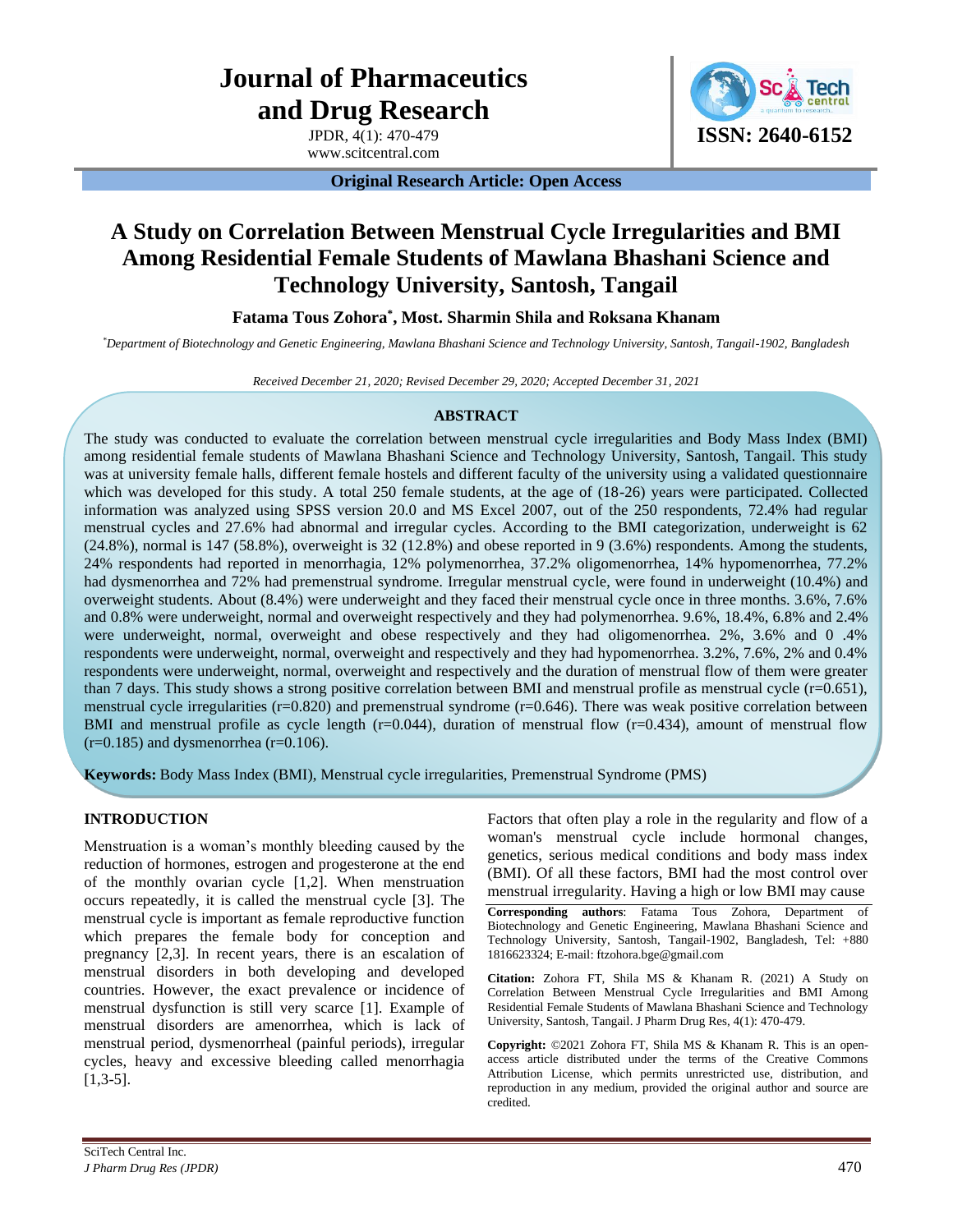# A Study on Correlation Between Menstrual Cycle Irregularities and BMI Among Residential Female Students of Mawlana Bhashani Science and Technology University, Santosh, Tangail

**Fatama Tous Zohora*, Most. Sharmin Shila and Roksana Khanam**

*\*Department of Biotechnology and Genetic Engineering, Mawlana Bhashani Science and Technology University, Santosh, Tangail-1902, Bangladesh*

*Received December 21, 2020; Revised December 29, 2020; Accepted December 31, 2021*

## ABSTRACT

The study was conducted to evaluate the correlation between menstrual cycle irregularities and Body Mass Index (BMI) among residential female students of Mawlana Bhashani Science and Technology University, Santosh, Tangail. This study was at university female halls, different female hostels and different faculty of the university using a validated questionnaire which was developed for this study. A total 250 female students, at the age of (18-26) years were participated. Collected information was analyzed using SPSS version 20.0 and MS Excel 2007, out of the 250 respondents, 72.4% had regular menstrual cycles and 27.6% had abnormal and irregular cycles. According to the BMI categorization, underweight is 62 (24.8%), normal is 147 (58.8%), overweight is 32 (12.8%) and obese reported in 9 (3.6%) respondents. Among the students, 24% respondents had reported in menorrhagia, 12% polymenorrhea, 37.2% oligomenorrhea, 14% hypomenorrhea, 77.2% had dysmenorrhea and 72% had premenstrual syndrome. Irregular menstrual cycle, were found in underweight (10.4%) and overweight students. About (8.4%) were underweight and they faced their menstrual cycle once in three months. 3.6%, 7.6% and 0.8% were underweight, normal and overweight respectively and they had polymenorrhea. 9.6%, 18.4%, 6.8% and 2.4% were underweight, normal, overweight and obese respectively and they had oligomenorrhea. 2%, 3.6% and 0 .4% respondents were underweight, normal, overweight and respectively and they had hypomenorrhea. 3.2%, 7.6%, 2% and 0.4% respondents were underweight, normal, overweight and respectively and the duration of menstrual flow of them were greater than 7 days. This study shows a strong positive correlation between BMI and menstrual profile as menstrual cycle (r=0.651), menstrual cycle irregularities (r=0.820) and premenstrual syndrome (r=0.646). There was weak positive correlation between BMI and menstrual profile as cycle length (r=0.044), duration of menstrual flow (r=0.434), amount of menstrual flow (r=0.185) and dysmenorrhea (r=0.106).

**Keywords:** Body Mass Index (BMI), Menstrual cycle irregularities, Premenstrual Syndrome (PMS)

## INTRODUCTION

Menstruation is a woman's monthly bleeding caused by the reduction of hormones, estrogen and progesterone at the end of the monthly ovarian cycle [1,2]. When menstruation occurs repeatedly, it is called the menstrual cycle [3]. The menstrual cycle is important as female reproductive function which prepares the female body for conception and pregnancy [2,3]. In recent years, there is an escalation of menstrual disorders in both developing and developed countries. However, the exact prevalence or incidence of menstrual dysfunction is still very scarce [1]. Example of menstrual disorders are amenorrhea, which is lack of menstrual period, dysmenorrheal (painful periods), irregular cycles, heavy and excessive bleeding called menorrhagia [1,3-5].

Factors that often play a role in the regularity and flow of a woman's menstrual cycle include hormonal changes, genetics, serious medical conditions and body mass index (BMI). Of all these factors, BMI had the most control over menstrual irregularity. Having a high or low BMI may cause

**Corresponding authors**: Fatama Tous Zohora, Department of Biotechnology and Genetic Engineering, Mawlana Bhashani Science and Technology University, Santosh, Tangail-1902, Bangladesh, Tel: +880 1816623324; E-mail: ftzohora.bge@gmail.com

**Citation:** Zohora FT, Shila MS & Khanam R. (2021) A Study on Correlation Between Menstrual Cycle Irregularities and BMI Among Residential Female Students of Mawlana Bhashani Science and Technology University, Santosh, Tangail. J Pharm Drug Res, 4(1): 470-479.

**Copyright:** ©2021 Zohora FT, Shila MS & Khanam R. This is an open-access article distributed under the terms of the Creative Commons Attribution License, which permits unrestricted use, distribution, and reproduction in any medium, provided the original author and source are credited.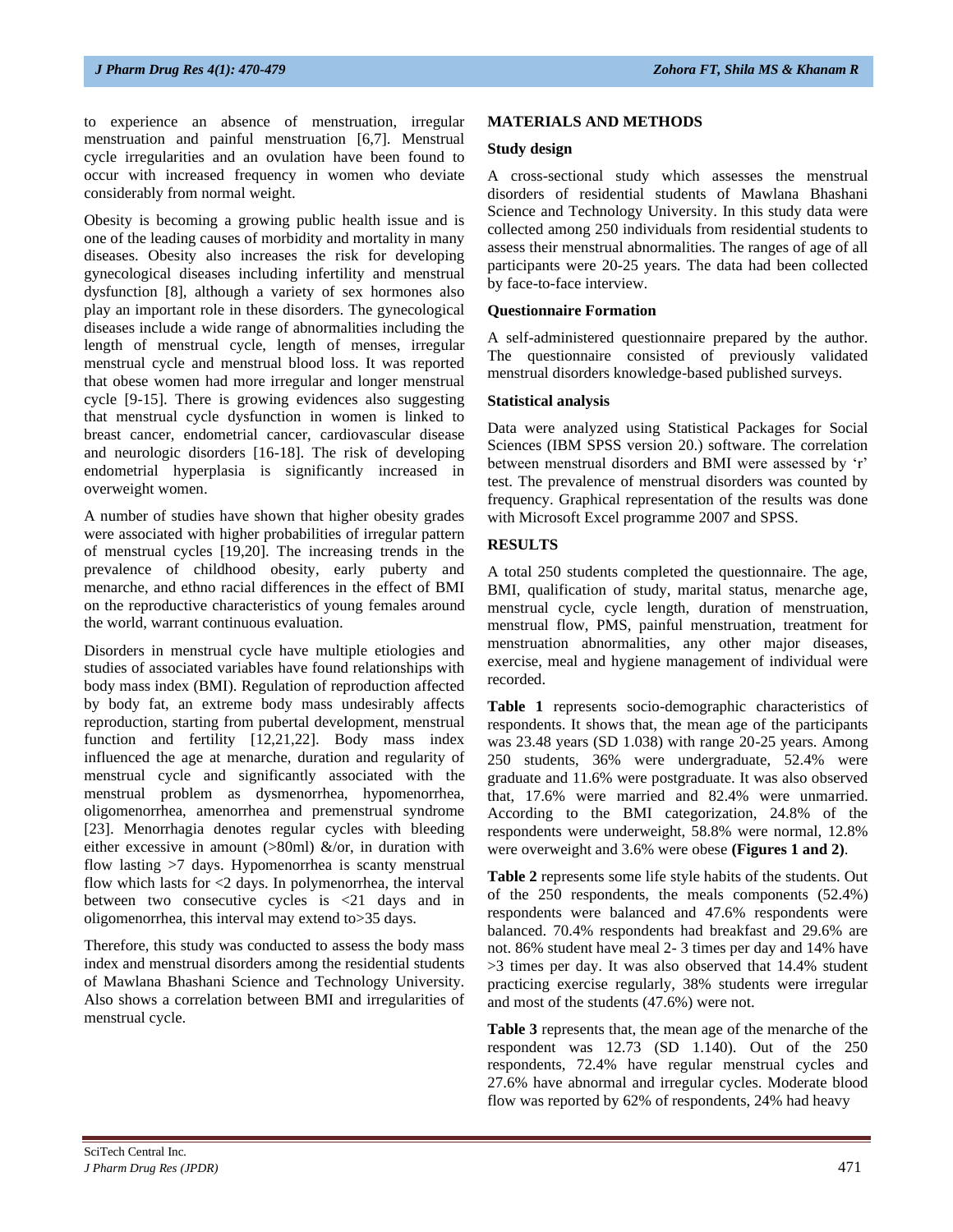to experience an absence of menstruation, irregular menstruation and painful menstruation [6,7]. Menstrual cycle irregularities and an ovulation have been found to occur with increased frequency in women who deviate considerably from normal weight.

Obesity is becoming a growing public health issue and is one of the leading causes of morbidity and mortality in many diseases. Obesity also increases the risk for developing gynecological diseases including infertility and menstrual dysfunction [8], although a variety of sex hormones also play an important role in these disorders. The gynecological diseases include a wide range of abnormalities including the length of menstrual cycle, length of menses, irregular menstrual cycle and menstrual blood loss. It was reported that obese women had more irregular and longer menstrual cycle [9-15]. There is growing evidences also suggesting that menstrual cycle dysfunction in women is linked to breast cancer, endometrial cancer, cardiovascular disease and neurologic disorders [16-18]. The risk of developing endometrial hyperplasia is significantly increased in overweight women.

A number of studies have shown that higher obesity grades were associated with higher probabilities of irregular pattern of menstrual cycles [19,20]. The increasing trends in the prevalence of childhood obesity, early puberty and menarche, and ethno racial differences in the effect of BMI on the reproductive characteristics of young females around the world, warrant continuous evaluation.

Disorders in menstrual cycle have multiple etiologies and studies of associated variables have found relationships with body mass index (BMI). Regulation of reproduction affected by body fat, an extreme body mass undesirably affects reproduction, starting from pubertal development, menstrual function and fertility [12,21,22]. Body mass index influenced the age at menarche, duration and regularity of menstrual cycle and significantly associated with the menstrual problem as dysmenorrhea, hypomenorrhea, oligomenorrhea, amenorrhea and premenstrual syndrome [23]. Menorrhagia denotes regular cycles with bleeding either excessive in amount (>80ml) &/or, in duration with flow lasting >7 days. Hypomenorrhea is scanty menstrual flow which lasts for <2 days. In polymenorrhea, the interval between two consecutive cycles is <21 days and in oligomenorrhea, this interval may extend to>35 days.

Therefore, this study was conducted to assess the body mass index and menstrual disorders among the residential students of Mawlana Bhashani Science and Technology University. Also shows a correlation between BMI and irregularities of menstrual cycle.

## MATERIALS AND METHODS

### Study design

A cross-sectional study which assesses the menstrual disorders of residential students of Mawlana Bhashani Science and Technology University. In this study data were collected among 250 individuals from residential students to assess their menstrual abnormalities. The ranges of age of all participants were 20-25 years. The data had been collected by face-to-face interview.

### Questionnaire Formation

A self-administered questionnaire prepared by the author. The questionnaire consisted of previously validated menstrual disorders knowledge-based published surveys.

### Statistical analysis

Data were analyzed using Statistical Packages for Social Sciences (IBM SPSS version 20.) software. The correlation between menstrual disorders and BMI were assessed by 'r' test. The prevalence of menstrual disorders was counted by frequency. Graphical representation of the results was done with Microsoft Excel programme 2007 and SPSS.

## RESULTS

A total 250 students completed the questionnaire. The age, BMI, qualification of study, marital status, menarche age, menstrual cycle, cycle length, duration of menstruation, menstrual flow, PMS, painful menstruation, treatment for menstruation abnormalities, any other major diseases, exercise, meal and hygiene management of individual were recorded.

**Table 1** represents socio-demographic characteristics of respondents. It shows that, the mean age of the participants was 23.48 years (SD 1.038) with range 20-25 years. Among 250 students, 36% were undergraduate, 52.4% were graduate and 11.6% were postgraduate. It was also observed that, 17.6% were married and 82.4% were unmarried. According to the BMI categorization, 24.8% of the respondents were underweight, 58.8% were normal, 12.8% were overweight and 3.6% were obese **(Figures 1 and 2)**.

**Table 2** represents some life style habits of the students. Out of the 250 respondents, the meals components (52.4%) respondents were balanced and 47.6% respondents were balanced. 70.4% respondents had breakfast and 29.6% are not. 86% student have meal 2- 3 times per day and 14% have >3 times per day. It was also observed that 14.4% student practicing exercise regularly, 38% students were irregular and most of the students (47.6%) were not.

**Table 3** represents that, the mean age of the menarche of the respondent was 12.73 (SD 1.140). Out of the 250 respondents, 72.4% have regular menstrual cycles and 27.6% have abnormal and irregular cycles. Moderate blood flow was reported by 62% of respondents, 24% had heavy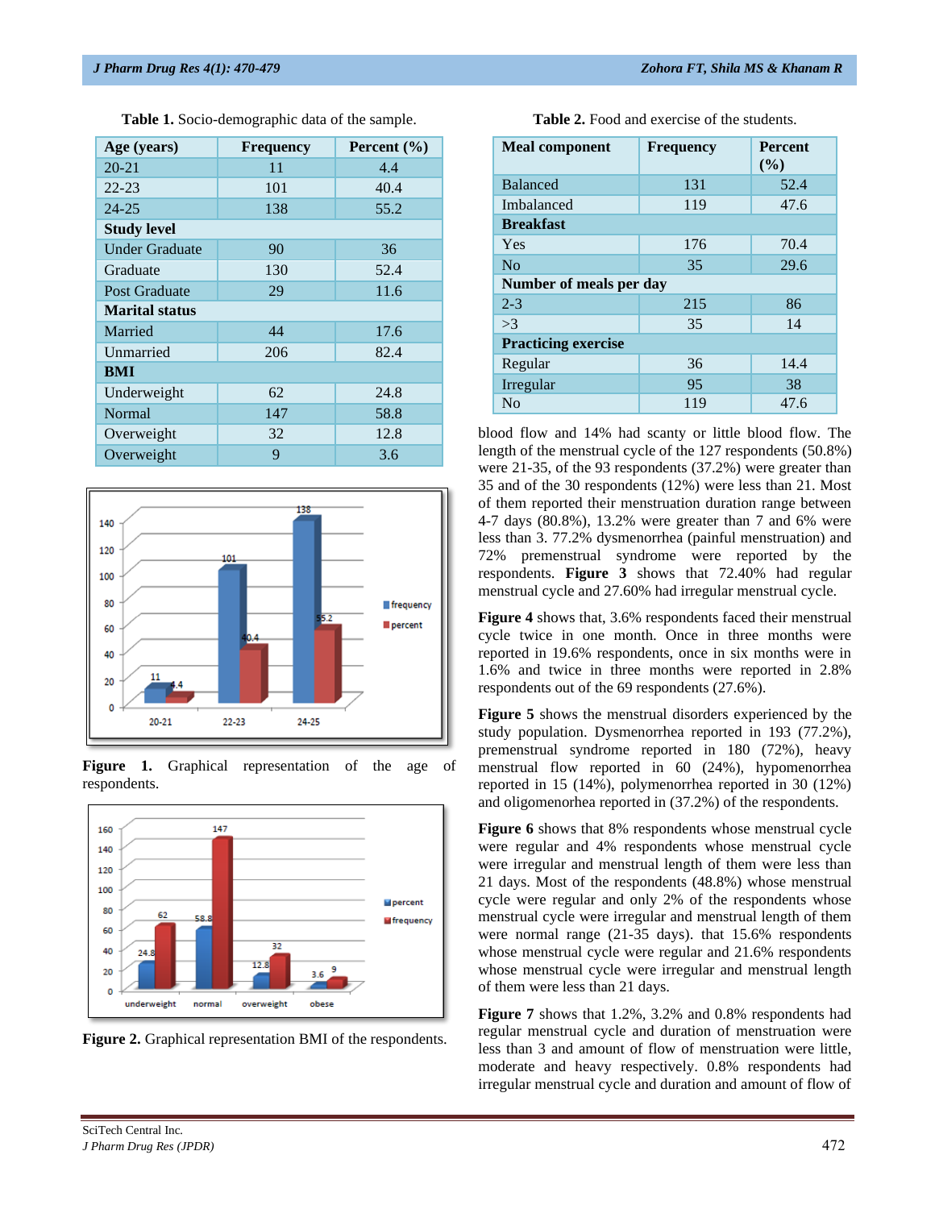**Table 1.** Socio-demographic data of the sample.

| Age (years) | Frequency | Percent (%) |
|---|---|---|
| 20-21 | 11 | 4.4 |
| 22-23 | 101 | 40.4 |
| 24-25 | 138 | 55.2 |
| **Study level** | | |
| Under Graduate | 90 | 36 |
| Graduate | 130 | 52.4 |
| Post Graduate | 29 | 11.6 |
| **Marital status** | | |
| Married | 44 | 17.6 |
| Unmarried | 206 | 82.4 |
| **BMI** | | |
| Underweight | 62 | 24.8 |
| Normal | 147 | 58.8 |
| Overweight | 32 | 12.8 |
| Overweight | 9 | 3.6 |

**Figure 1.** Graphical representation of the age of respondents.

**Figure 2.** Graphical representation BMI of the respondents.

**Table 2.** Food and exercise of the students.

| Meal component | Frequency | Percent (%) |
|---|---|---|
| Balanced | 131 | 52.4 |
| Imbalanced | 119 | 47.6 |
| **Breakfast** | | |
| Yes | 176 | 70.4 |
| No | 35 | 29.6 |
| **Number of meals per day** | | |
| 2-3 | 215 | 86 |
| >3 | 35 | 14 |
| **Practicing exercise** | | |
| Regular | 36 | 14.4 |
| Irregular | 95 | 38 |
| No | 119 | 47.6 |

blood flow and 14% had scanty or little blood flow. The length of the menstrual cycle of the 127 respondents (50.8%) were 21-35, of the 93 respondents (37.2%) were greater than 35 and of the 30 respondents (12%) were less than 21. Most of them reported their menstruation duration range between 4-7 days (80.8%), 13.2% were greater than 7 and 6% were less than 3. 77.2% dysmenorrhea (painful menstruation) and 72% premenstrual syndrome were reported by the respondents. **Figure 3** shows that 72.40% had regular menstrual cycle and 27.60% had irregular menstrual cycle.

**Figure 4** shows that, 3.6% respondents faced their menstrual cycle twice in one month. Once in three months were reported in 19.6% respondents, once in six months were in 1.6% and twice in three months were reported in 2.8% respondents out of the 69 respondents (27.6%).

**Figure 5** shows the menstrual disorders experienced by the study population. Dysmenorrhea reported in 193 (77.2%), premenstrual syndrome reported in 180 (72%), heavy menstrual flow reported in 60 (24%), hypomenorrhea reported in 15 (14%), polymenorrhea reported in 30 (12%) and oligomenorhea reported in (37.2%) of the respondents.

**Figure 6** shows that 8% respondents whose menstrual cycle were regular and 4% respondents whose menstrual cycle were irregular and menstrual length of them were less than 21 days. Most of the respondents (48.8%) whose menstrual cycle were regular and only 2% of the respondents whose menstrual cycle were irregular and menstrual length of them were normal range (21-35 days). that 15.6% respondents whose menstrual cycle were regular and 21.6% respondents whose menstrual cycle were irregular and menstrual length of them were less than 21 days.

**Figure 7** shows that 1.2%, 3.2% and 0.8% respondents had regular menstrual cycle and duration of menstruation were less than 3 and amount of flow of menstruation were little, moderate and heavy respectively. 0.8% respondents had irregular menstrual cycle and duration and amount of flow of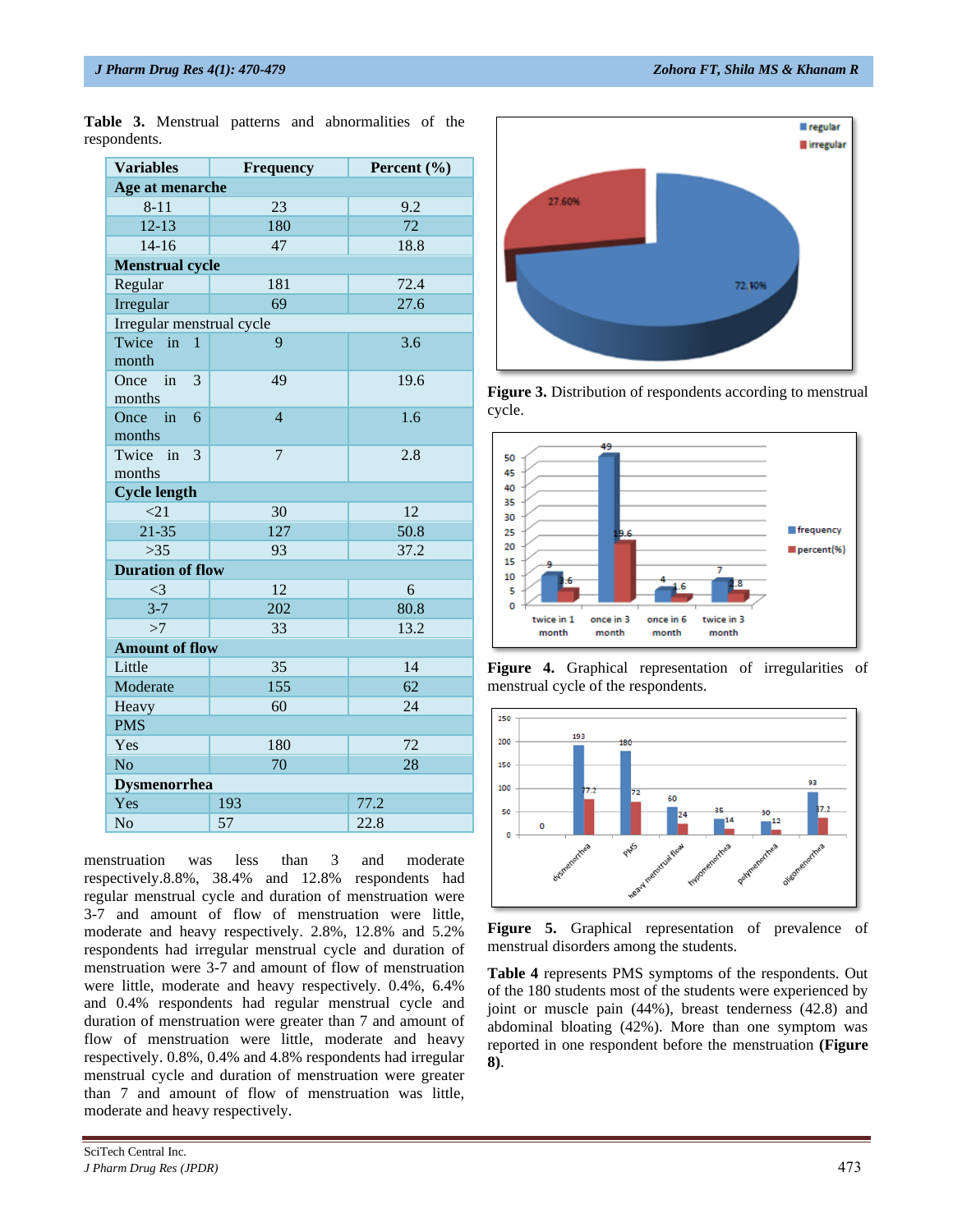**Table 3.** Menstrual patterns and abnormalities of the respondents.

| Variables | Frequency | Percent (%) |
|---|---|---|
| **Age at menarche** | | |
| 8-11 | 23 | 9.2 |
| 12-13 | 180 | 72 |
| 14-16 | 47 | 18.8 |
| **Menstrual cycle** | | |
| Regular | 181 | 72.4 |
| Irregular | 69 | 27.6 |
| Irregular menstrual cycle | | |
| Twice in 1 month | 9 | 3.6 |
| Once in 3 months | 49 | 19.6 |
| Once in 6 months | 4 | 1.6 |
| Twice in 3 months | 7 | 2.8 |
| **Cycle length** | | |
| <21 | 30 | 12 |
| 21-35 | 127 | 50.8 |
| >35 | 93 | 37.2 |
| **Duration of flow** | | |
| <3 | 12 | 6 |
| 3-7 | 202 | 80.8 |
| >7 | 33 | 13.2 |
| **Amount of flow** | | |
| Little | 35 | 14 |
| Moderate | 155 | 62 |
| Heavy | 60 | 24 |
| PMS | | |
| Yes | 180 | 72 |
| No | 70 | 28 |
| **Dysmenorrhea** | | |
| Yes | 193 | 77.2 |
| No | 57 | 22.8 |

menstruation was less than 3 and moderate respectively.8.8%, 38.4% and 12.8% respondents had regular menstrual cycle and duration of menstruation were 3-7 and amount of flow of menstruation were little, moderate and heavy respectively. 2.8%, 12.8% and 5.2% respondents had irregular menstrual cycle and duration of menstruation were 3-7 and amount of flow of menstruation were little, moderate and heavy respectively. 0.4%, 6.4% and 0.4% respondents had regular menstrual cycle and duration of menstruation were greater than 7 and amount of flow of menstruation were little, moderate and heavy respectively. 0.8%, 0.4% and 4.8% respondents had irregular menstrual cycle and duration of menstruation were greater than 7 and amount of flow of menstruation was little, moderate and heavy respectively.

**Figure 3.** Distribution of respondents according to menstrual cycle.

**Figure 4.** Graphical representation of irregularities of menstrual cycle of the respondents.

**Figure 5.** Graphical representation of prevalence of menstrual disorders among the students.

**Table 4** represents PMS symptoms of the respondents. Out of the 180 students most of the students were experienced by joint or muscle pain (44%), breast tenderness (42.8) and abdominal bloating (42%). More than one symptom was reported in one respondent before the menstruation **(Figure 8)**.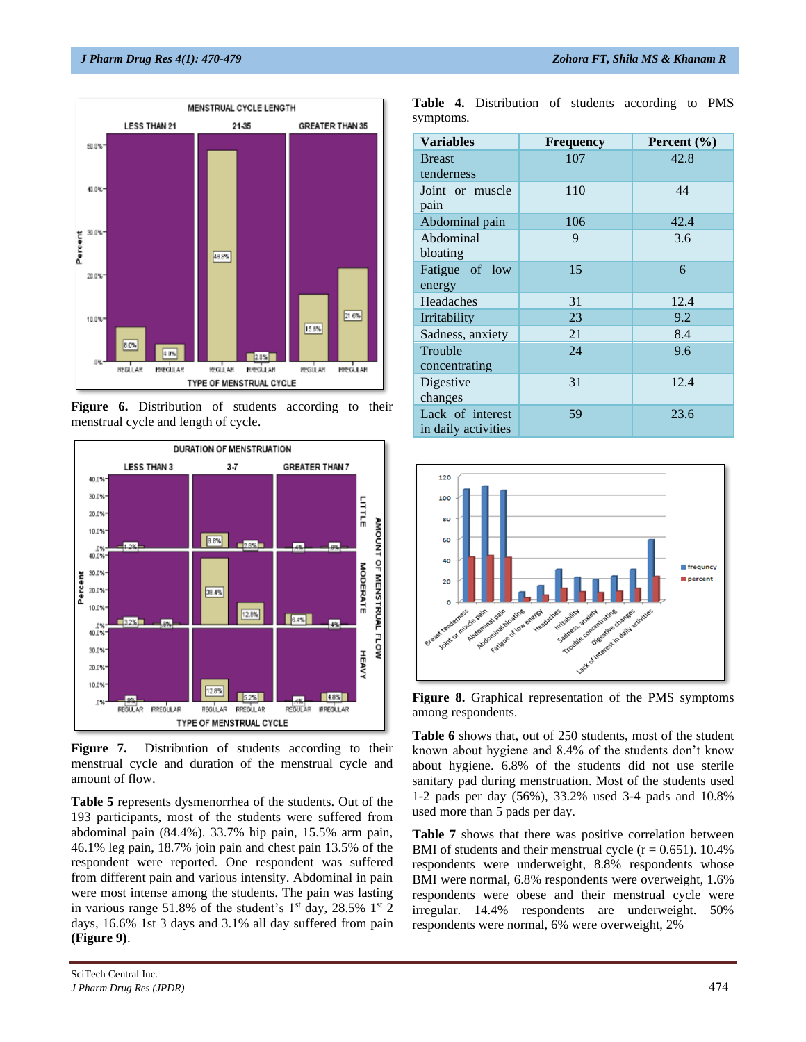Figure 6. Distribution of students according to their menstrual cycle and length of cycle.

Figure 7. Distribution of students according to their menstrual cycle and duration of the menstrual cycle and amount of flow.

**Table 5** represents dysmenorrhea of the students. Out of the 193 participants, most of the students were suffered from abdominal pain (84.4%). 33.7% hip pain, 15.5% arm pain, 46.1% leg pain, 18.7% join pain and chest pain 13.5% of the respondent were reported. One respondent was suffered from different pain and various intensity. Abdominal in pain were most intense among the students. The pain was lasting in various range 51.8% of the student's 1st day, 28.5% 1st 2 days, 16.6% 1st 3 days and 3.1% all day suffered from pain **(Figure 9)**.

**Table 4.** Distribution of students according to PMS symptoms.

| Variables | Frequency | Percent (%) |
|---|---|---|
| Breast tenderness | 107 | 42.8 |
| Joint or muscle pain | 110 | 44 |
| Abdominal pain | 106 | 42.4 |
| Abdominal bloating | 9 | 3.6 |
| Fatigue of low energy | 15 | 6 |
| Headaches | 31 | 12.4 |
| Irritability | 23 | 9.2 |
| Sadness, anxiety | 21 | 8.4 |
| Trouble concentrating | 24 | 9.6 |
| Digestive changes | 31 | 12.4 |
| Lack of interest in daily activities | 59 | 23.6 |

**Figure 8.** Graphical representation of the PMS symptoms among respondents.

**Table 6** shows that, out of 250 students, most of the student known about hygiene and 8.4% of the students don't know about hygiene. 6.8% of the students did not use sterile sanitary pad during menstruation. Most of the students used 1-2 pads per day (56%), 33.2% used 3-4 pads and 10.8% used more than 5 pads per day.

**Table 7** shows that there was positive correlation between BMI of students and their menstrual cycle (r = 0.651). 10.4% respondents were underweight, 8.8% respondents whose BMI were normal, 6.8% respondents were overweight, 1.6% respondents were obese and their menstrual cycle were irregular. 14.4% respondents are underweight. 50% respondents were normal, 6% were overweight, 2%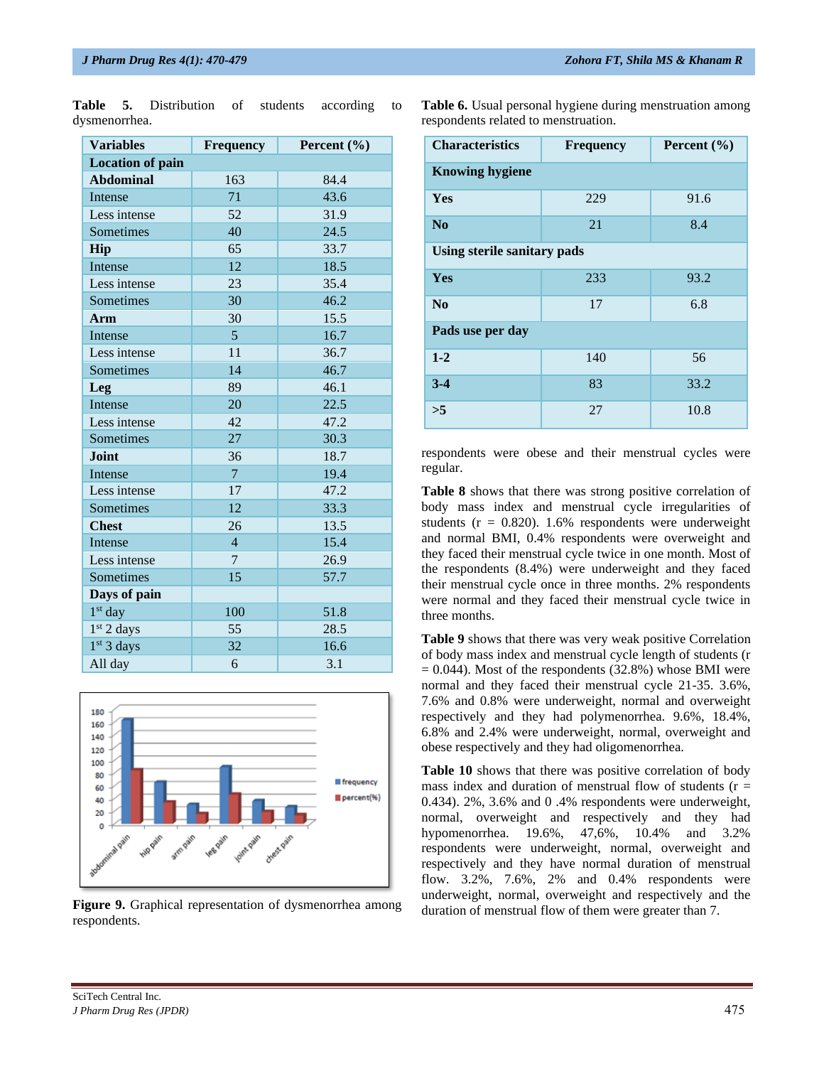**Table 5.** Distribution of students according to dysmenorrhea.

| Variables | Frequency | Percent (%) |
|---|---|---|
| **Location of pain** | | |
| **Abdominal** | 163 | 84.4 |
| Intense | 71 | 43.6 |
| Less intense | 52 | 31.9 |
| Sometimes | 40 | 24.5 |
| **Hip** | 65 | 33.7 |
| Intense | 12 | 18.5 |
| Less intense | 23 | 35.4 |
| Sometimes | 30 | 46.2 |
| **Arm** | 30 | 15.5 |
| Intense | 5 | 16.7 |
| Less intense | 11 | 36.7 |
| Sometimes | 14 | 46.7 |
| **Leg** | 89 | 46.1 |
| Intense | 20 | 22.5 |
| Less intense | 42 | 47.2 |
| Sometimes | 27 | 30.3 |
| **Joint** | 36 | 18.7 |
| Intense | 7 | 19.4 |
| Less intense | 17 | 47.2 |
| Sometimes | 12 | 33.3 |
| **Chest** | 26 | 13.5 |
| Intense | 4 | 15.4 |
| Less intense | 7 | 26.9 |
| Sometimes | 15 | 57.7 |
| **Days of pain** | | |
| 1st day | 100 | 51.8 |
| 1st 2 days | 55 | 28.5 |
| 1st 3 days | 32 | 16.6 |
| All day | 6 | 3.1 |

**Figure 9.** Graphical representation of dysmenorrhea among respondents.

**Table 6.** Usual personal hygiene during menstruation among respondents related to menstruation.

| Characteristics | Frequency | Percent (%) |
|---|---|---|
| **Knowing hygiene** | | |
| **Yes** | 229 | 91.6 |
| **No** | 21 | 8.4 |
| **Using sterile sanitary pads** | | |
| **Yes** | 233 | 93.2 |
| **No** | 17 | 6.8 |
| **Pads use per day** | | |
| **1-2** | 140 | 56 |
| **3-4** | 83 | 33.2 |
| **>5** | 27 | 10.8 |

respondents were obese and their menstrual cycles were regular.

**Table 8** shows that there was strong positive correlation of body mass index and menstrual cycle irregularities of students (r = 0.820). 1.6% respondents were underweight and normal BMI, 0.4% respondents were overweight and they faced their menstrual cycle twice in one month. Most of the respondents (8.4%) were underweight and they faced their menstrual cycle once in three months. 2% respondents were normal and they faced their menstrual cycle twice in three months.

**Table 9** shows that there was very weak positive Correlation of body mass index and menstrual cycle length of students (r = 0.044). Most of the respondents (32.8%) whose BMI were normal and they faced their menstrual cycle 21-35. 3.6%, 7.6% and 0.8% were underweight, normal and overweight respectively and they had polymenorrhea. 9.6%, 18.4%, 6.8% and 2.4% were underweight, normal, overweight and obese respectively and they had oligomenorrhea.

**Table 10** shows that there was positive correlation of body mass index and duration of menstrual flow of students (r = 0.434). 2%, 3.6% and 0 .4% respondents were underweight, normal, overweight and respectively and they had hypomenorrhea. 19.6%, 47,6%, 10.4% and 3.2% respondents were underweight, normal, overweight and respectively and they have normal duration of menstrual flow. 3.2%, 7.6%, 2% and 0.4% respondents were underweight, normal, overweight and respectively and the duration of menstrual flow of them were greater than 7.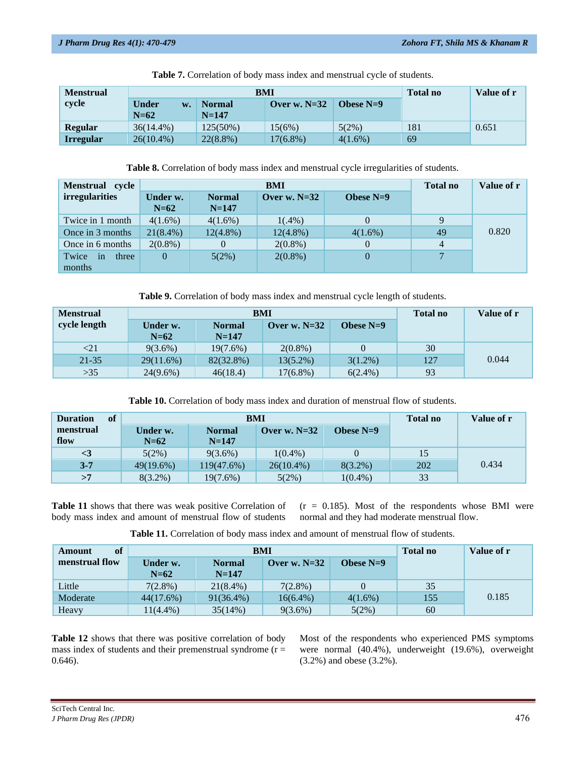**Table 7.** Correlation of body mass index and menstrual cycle of students.

| Menstrual cycle | BMI | | | | Total no | Value of r |
|---|---|---|---|---|---|---|
| | Under w. N=62 | Normal N=147 | Over w. N=32 | Obese N=9 | | |
| **Regular** | 36(14.4%) | 125(50%) | 15(6%) | 5(2%) | 181 | 0.651 |
| **Irregular** | 26(10.4%) | 22(8.8%) | 17(6.8%) | 4(1.6%) | 69 | |

**Table 8.** Correlation of body mass index and menstrual cycle irregularities of students.

| Menstrual cycle irregularities | BMI | | | | Total no | Value of r |
|---|---|---|---|---|---|---|
| | Under w. N=62 | Normal N=147 | Over w. N=32 | Obese N=9 | | |
| Twice in 1 month | 4(1.6%) | 4(1.6%) | 1(.4%) | 0 | 9 | 0.820 |
| Once in 3 months | 21(8.4%) | 12(4.8%) | 12(4.8%) | 4(1.6%) | 49 | |
| Once in 6 months | 2(0.8%) | 0 | 2(0.8%) | 0 | 4 | |
| Twice in three months | 0 | 5(2%) | 2(0.8%) | 0 | 7 | |

**Table 9.** Correlation of body mass index and menstrual cycle length of students.

| Menstrual cycle length | BMI | | | | Total no | Value of r |
|---|---|---|---|---|---|---|
| | Under w. N=62 | Normal N=147 | Over w. N=32 | Obese N=9 | | |
| <21 | 9(3.6%) | 19(7.6%) | 2(0.8%) | 0 | 30 | 0.044 |
| 21-35 | 29(11.6%) | 82(32.8%) | 13(5.2%) | 3(1.2%) | 127 | |
| >35 | 24(9.6%) | 46(18.4) | 17(6.8%) | 6(2.4%) | 93 | |

**Table 10.** Correlation of body mass index and duration of menstrual flow of students.

| Duration of menstrual flow | BMI | | | | Total no | Value of r |
|---|---|---|---|---|---|---|
| | Under w. N=62 | Normal N=147 | Over w. N=32 | Obese N=9 | | |
| **<3** | 5(2%) | 9(3.6%) | 1(0.4%) | 0 | 15 | 0.434 |
| **3-7** | 49(19.6%) | 119(47.6%) | 26(10.4%) | 8(3.2%) | 202 | |
| **>7** | 8(3.2%) | 19(7.6%) | 5(2%) | 1(0.4%) | 33 | |

**Table 11** shows that there was weak positive Correlation of body mass index and amount of menstrual flow of students (r = 0.185). Most of the respondents whose BMI were normal and they had moderate menstrual flow.

**Table 11.** Correlation of body mass index and amount of menstrual flow of students.

| Amount of menstrual flow | BMI | | | | Total no | Value of r |
|---|---|---|---|---|---|---|
| | Under w. N=62 | Normal N=147 | Over w. N=32 | Obese N=9 | | |
| Little | 7(2.8%) | 21(8.4%) | 7(2.8%) | 0 | 35 | 0.185 |
| Moderate | 44(17.6%) | 91(36.4%) | 16(6.4%) | 4(1.6%) | 155 | |
| Heavy | 11(4.4%) | 35(14%) | 9(3.6%) | 5(2%) | 60 | |

**Table 12** shows that there was positive correlation of body mass index of students and their premenstrual syndrome (r = 0.646). Most of the respondents who experienced PMS symptoms were normal (40.4%), underweight (19.6%), overweight (3.2%) and obese (3.2%).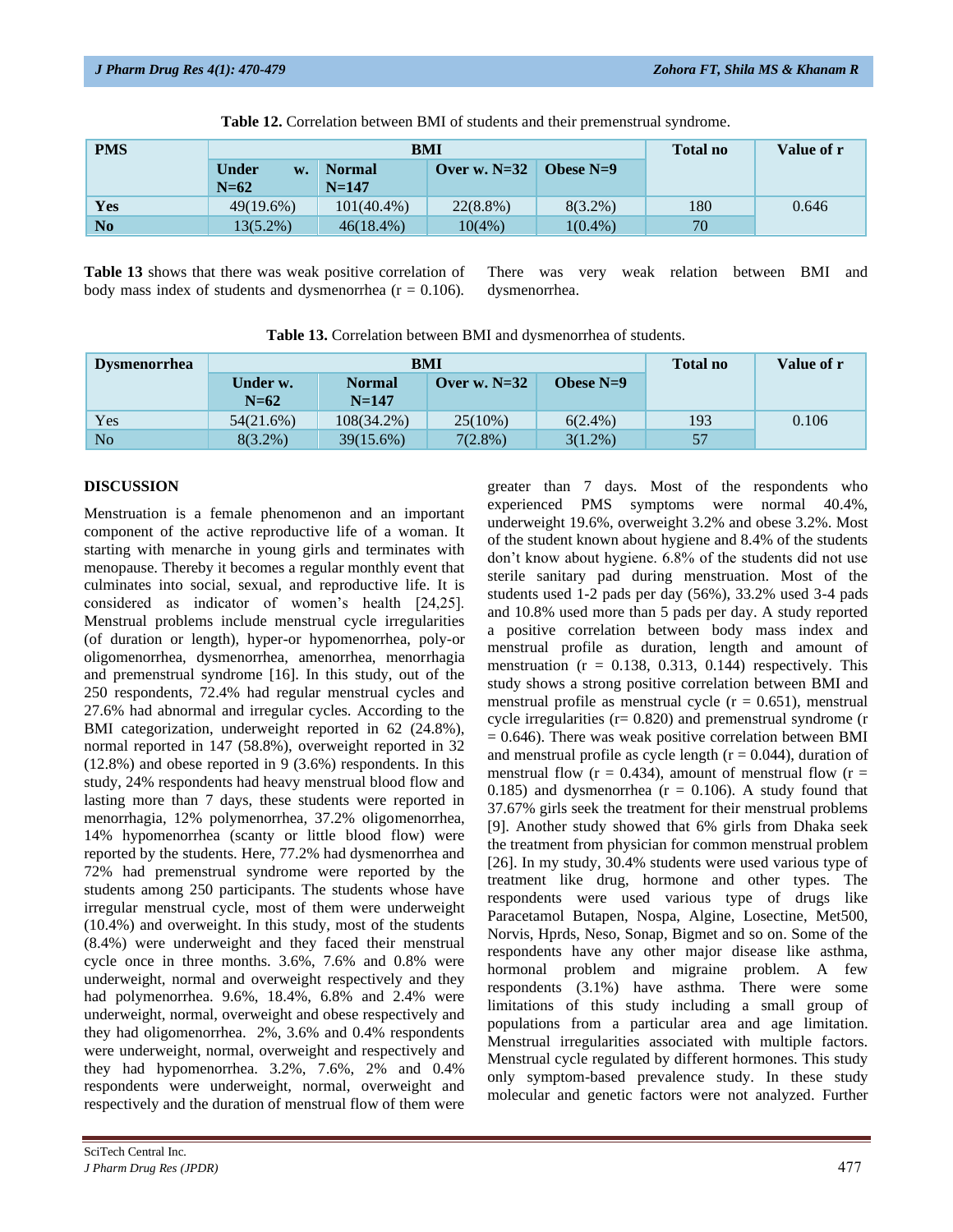**Table 12.** Correlation between BMI of students and their premenstrual syndrome.

| PMS | BMI | | | | Total no | Value of r |
|---|---|---|---|---|---|---|
| | Under w. N=62 | Normal N=147 | Over w. N=32 | Obese N=9 | | |
| **Yes** | 49(19.6%) | 101(40.4%) | 22(8.8%) | 8(3.2%) | 180 | 0.646 |
| **No** | 13(5.2%) | 46(18.4%) | 10(4%) | 1(0.4%) | 70 | |

**Table 13** shows that there was weak positive correlation of body mass index of students and dysmenorrhea (r = 0.106). There was very weak relation between BMI and dysmenorrhea.

**Table 13.** Correlation between BMI and dysmenorrhea of students.

| Dysmenorrhea | BMI | | | | Total no | Value of r |
|---|---|---|---|---|---|---|
| | Under w. N=62 | Normal N=147 | Over w. N=32 | Obese N=9 | | |
| Yes | 54(21.6%) | 108(34.2%) | 25(10%) | 6(2.4%) | 193 | 0.106 |
| No | 8(3.2%) | 39(15.6%) | 7(2.8%) | 3(1.2%) | 57 | |

## DISCUSSION

Menstruation is a female phenomenon and an important component of the active reproductive life of a woman. It starting with menarche in young girls and terminates with menopause. Thereby it becomes a regular monthly event that culminates into social, sexual, and reproductive life. It is considered as indicator of women's health [24,25]. Menstrual problems include menstrual cycle irregularities (of duration or length), hyper-or hypomenorrhea, poly-or oligomenorrhea, dysmenorrhea, amenorrhea, menorrhagia and premenstrual syndrome [16]. In this study, out of the 250 respondents, 72.4% had regular menstrual cycles and 27.6% had abnormal and irregular cycles. According to the BMI categorization, underweight reported in 62 (24.8%), normal reported in 147 (58.8%), overweight reported in 32 (12.8%) and obese reported in 9 (3.6%) respondents. In this study, 24% respondents had heavy menstrual blood flow and lasting more than 7 days, these students were reported in menorrhagia, 12% polymenorrhea, 37.2% oligomenorrhea, 14% hypomenorrhea (scanty or little blood flow) were reported by the students. Here, 77.2% had dysmenorrhea and 72% had premenstrual syndrome were reported by the students among 250 participants. The students whose have irregular menstrual cycle, most of them were underweight (10.4%) and overweight. In this study, most of the students (8.4%) were underweight and they faced their menstrual cycle once in three months. 3.6%, 7.6% and 0.8% were underweight, normal and overweight respectively and they had polymenorrhea. 9.6%, 18.4%, 6.8% and 2.4% were underweight, normal, overweight and obese respectively and they had oligomenorrhea. 2%, 3.6% and 0.4% respondents were underweight, normal, overweight and respectively and they had hypomenorrhea. 3.2%, 7.6%, 2% and 0.4% respondents were underweight, normal, overweight and respectively and the duration of menstrual flow of them were greater than 7 days. Most of the respondents who experienced PMS symptoms were normal 40.4%, underweight 19.6%, overweight 3.2% and obese 3.2%. Most of the student known about hygiene and 8.4% of the students don't know about hygiene. 6.8% of the students did not use sterile sanitary pad during menstruation. Most of the students used 1-2 pads per day (56%), 33.2% used 3-4 pads and 10.8% used more than 5 pads per day. A study reported a positive correlation between body mass index and menstrual profile as duration, length and amount of menstruation (r = 0.138, 0.313, 0.144) respectively. This study shows a strong positive correlation between BMI and menstrual profile as menstrual cycle (r = 0.651), menstrual cycle irregularities (r= 0.820) and premenstrual syndrome (r = 0.646). There was weak positive correlation between BMI and menstrual profile as cycle length (r = 0.044), duration of menstrual flow (r = 0.434), amount of menstrual flow (r = 0.185) and dysmenorrhea (r = 0.106). A study found that 37.67% girls seek the treatment for their menstrual problems [9]. Another study showed that 6% girls from Dhaka seek the treatment from physician for common menstrual problem [26]. In my study, 30.4% students were used various type of treatment like drug, hormone and other types. The respondents were used various type of drugs like Paracetamol Butapen, Nospa, Algine, Losectine, Met500, Norvis, Hprds, Neso, Sonap, Bigmet and so on. Some of the respondents have any other major disease like asthma, hormonal problem and migraine problem. A few respondents (3.1%) have asthma. There were some limitations of this study including a small group of populations from a particular area and age limitation. Menstrual irregularities associated with multiple factors. Menstrual cycle regulated by different hormones. This study only symptom-based prevalence study. In these study molecular and genetic factors were not analyzed. Further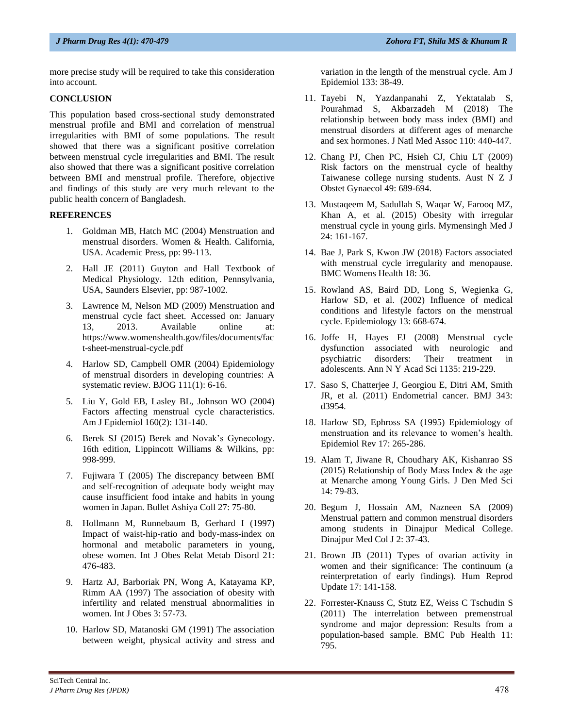more precise study will be required to take this consideration into account.

## CONCLUSION

This population based cross-sectional study demonstrated menstrual profile and BMI and correlation of menstrual irregularities with BMI of some populations. The result showed that there was a significant positive correlation between menstrual cycle irregularities and BMI. The result also showed that there was a significant positive correlation between BMI and menstrual profile. Therefore, objective and findings of this study are very much relevant to the public health concern of Bangladesh.

## REFERENCES

1. Goldman MB, Hatch MC (2004) Menstruation and menstrual disorders. Women & Health. California, USA. Academic Press, pp: 99-113.
2. Hall JE (2011) Guyton and Hall Textbook of Medical Physiology. 12th edition, Pennsylvania, USA, Saunders Elsevier, pp: 987-1002.
3. Lawrence M, Nelson MD (2009) Menstruation and menstrual cycle fact sheet. Accessed on: January 13, 2013. Available online at: https://www.womenshealth.gov/files/documents/fact-sheet-menstrual-cycle.pdf
4. Harlow SD, Campbell OMR (2004) Epidemiology of menstrual disorders in developing countries: A systematic review. BJOG 111(1): 6-16.
5. Liu Y, Gold EB, Lasley BL, Johnson WO (2004) Factors affecting menstrual cycle characteristics. Am J Epidemiol 160(2): 131-140.
6. Berek SJ (2015) Berek and Novak's Gynecology. 16th edition, Lippincott Williams & Wilkins, pp: 998-999.
7. Fujiwara T (2005) The discrepancy between BMI and self-recognition of adequate body weight may cause insufficient food intake and habits in young women in Japan. Bullet Ashiya Coll 27: 75-80.
8. Hollmann M, Runnebaum B, Gerhard I (1997) Impact of waist-hip-ratio and body-mass-index on hormonal and metabolic parameters in young, obese women. Int J Obes Relat Metab Disord 21: 476-483.
9. Hartz AJ, Barboriak PN, Wong A, Katayama KP, Rimm AA (1997) The association of obesity with infertility and related menstrual abnormalities in women. Int J Obes 3: 57-73.
10. Harlow SD, Matanoski GM (1991) The association between weight, physical activity and stress and variation in the length of the menstrual cycle. Am J Epidemiol 133: 38-49.
11. Tayebi N, Yazdanpanahi Z, Yektatalab S, Pourahmad S, Akbarzadeh M (2018) The relationship between body mass index (BMI) and menstrual disorders at different ages of menarche and sex hormones. J Natl Med Assoc 110: 440-447.
12. Chang PJ, Chen PC, Hsieh CJ, Chiu LT (2009) Risk factors on the menstrual cycle of healthy Taiwanese college nursing students. Aust N Z J Obstet Gynaecol 49: 689-694.
13. Mustaqeem M, Sadullah S, Waqar W, Farooq MZ, Khan A, et al. (2015) Obesity with irregular menstrual cycle in young girls. Mymensingh Med J 24: 161-167.
14. Bae J, Park S, Kwon JW (2018) Factors associated with menstrual cycle irregularity and menopause. BMC Womens Health 18: 36.
15. Rowland AS, Baird DD, Long S, Wegienka G, Harlow SD, et al. (2002) Influence of medical conditions and lifestyle factors on the menstrual cycle. Epidemiology 13: 668-674.
16. Joffe H, Hayes FJ (2008) Menstrual cycle dysfunction associated with neurologic and psychiatric disorders: Their treatment in adolescents. Ann N Y Acad Sci 1135: 219-229.
17. Saso S, Chatterjee J, Georgiou E, Ditri AM, Smith JR, et al. (2011) Endometrial cancer. BMJ 343: d3954.
18. Harlow SD, Ephross SA (1995) Epidemiology of menstruation and its relevance to women's health. Epidemiol Rev 17: 265-286.
19. Alam T, Jiwane R, Choudhary AK, Kishanrao SS (2015) Relationship of Body Mass Index & the age at Menarche among Young Girls. J Den Med Sci 14: 79-83.
20. Begum J, Hossain AM, Nazneen SA (2009) Menstrual pattern and common menstrual disorders among students in Dinajpur Medical College. Dinajpur Med Col J 2: 37-43.
21. Brown JB (2011) Types of ovarian activity in women and their significance: The continuum (a reinterpretation of early findings). Hum Reprod Update 17: 141-158.
22. Forrester-Knauss C, Stutz EZ, Weiss C Tschudin S (2011) The interrelation between premenstrual syndrome and major depression: Results from a population-based sample. BMC Pub Health 11: 795.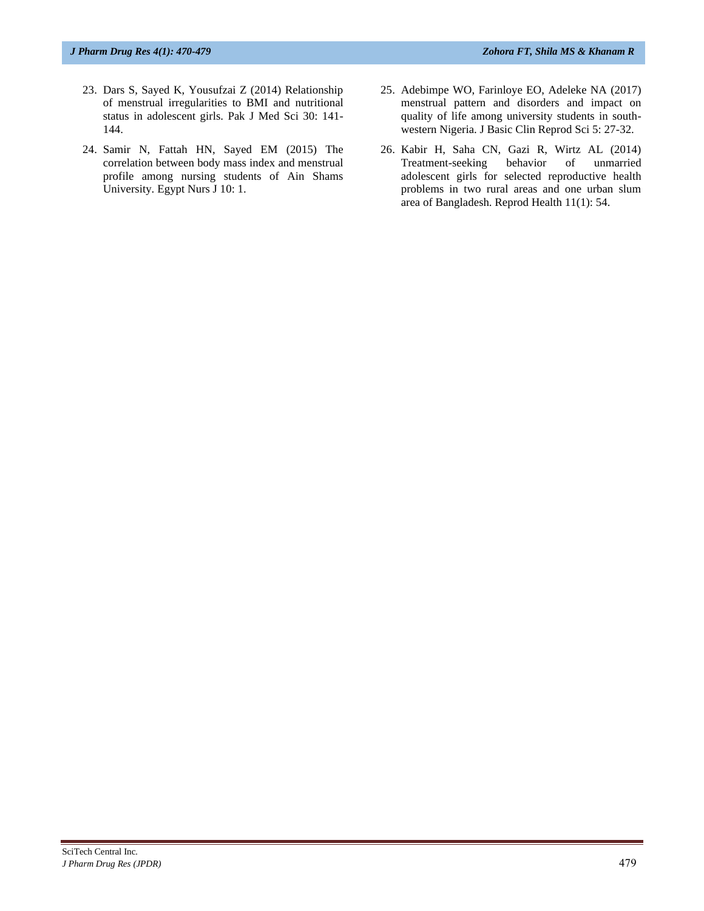23. Dars S, Sayed K, Yousufzai Z (2014) Relationship of menstrual irregularities to BMI and nutritional status in adolescent girls. Pak J Med Sci 30: 141-144.
24. Samir N, Fattah HN, Sayed EM (2015) The correlation between body mass index and menstrual profile among nursing students of Ain Shams University. Egypt Nurs J 10: 1.
25. Adebimpe WO, Farinloye EO, Adeleke NA (2017) menstrual pattern and disorders and impact on quality of life among university students in south-western Nigeria. J Basic Clin Reprod Sci 5: 27-32.
26. Kabir H, Saha CN, Gazi R, Wirtz AL (2014) Treatment-seeking behavior of unmarried adolescent girls for selected reproductive health problems in two rural areas and one urban slum area of Bangladesh. Reprod Health 11(1): 54.